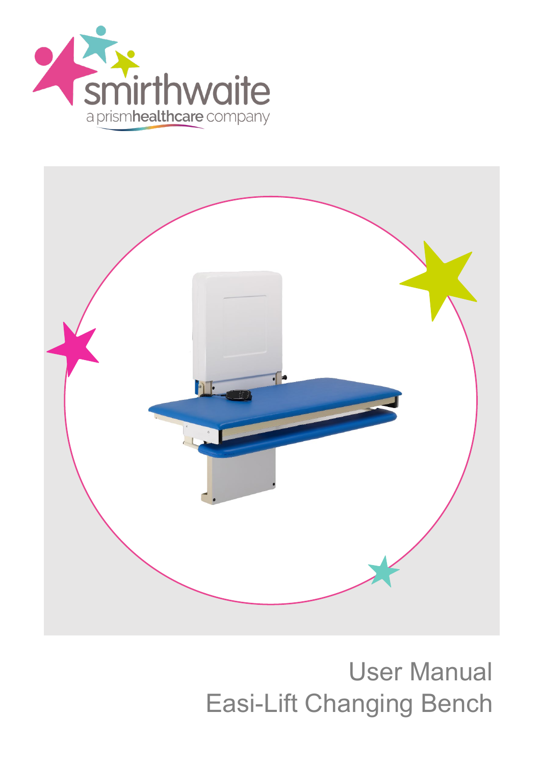smirthwaite

a prismhealthcare company

# User Manual
# Easi-Lift Changing Bench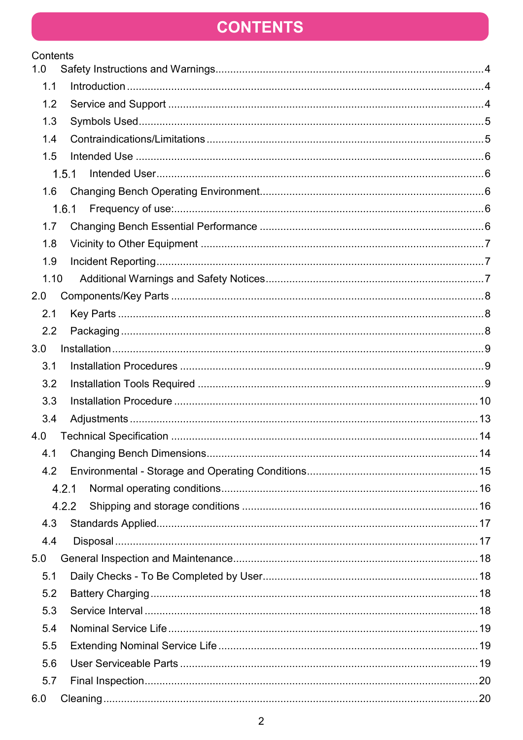# CONTENTS

Contents

1.0 Safety Instructions and Warnings....4

- 1.1 Introduction....4
- 1.2 Service and Support....4
- 1.3 Symbols Used....5
- 1.4 Contraindications/Limitations....5
- 1.5 Intended Use....6
  - 1.5.1 Intended User....6
- 1.6 Changing Bench Operating Environment....6
  - 1.6.1 Frequency of use:....6
- 1.7 Changing Bench Essential Performance....6
- 1.8 Vicinity to Other Equipment....7
- 1.9 Incident Reporting....7
- 1.10 Additional Warnings and Safety Notices....7

2.0 Components/Key Parts....8

- 2.1 Key Parts....8
- 2.2 Packaging....8

3.0 Installation....9

- 3.1 Installation Procedures....9
- 3.2 Installation Tools Required....9
- 3.3 Installation Procedure....10
- 3.4 Adjustments....13

4.0 Technical Specification....14

- 4.1 Changing Bench Dimensions....14
- 4.2 Environmental - Storage and Operating Conditions....15
  - 4.2.1 Normal operating conditions....16
  - 4.2.2 Shipping and storage conditions....16
- 4.3 Standards Applied....17
- 4.4 Disposal....17

5.0 General Inspection and Maintenance....18

- 5.1 Daily Checks - To Be Completed by User....18
- 5.2 Battery Charging....18
- 5.3 Service Interval....18
- 5.4 Nominal Service Life....19
- 5.5 Extending Nominal Service Life....19
- 5.6 User Serviceable Parts....19
- 5.7 Final Inspection....20

6.0 Cleaning....20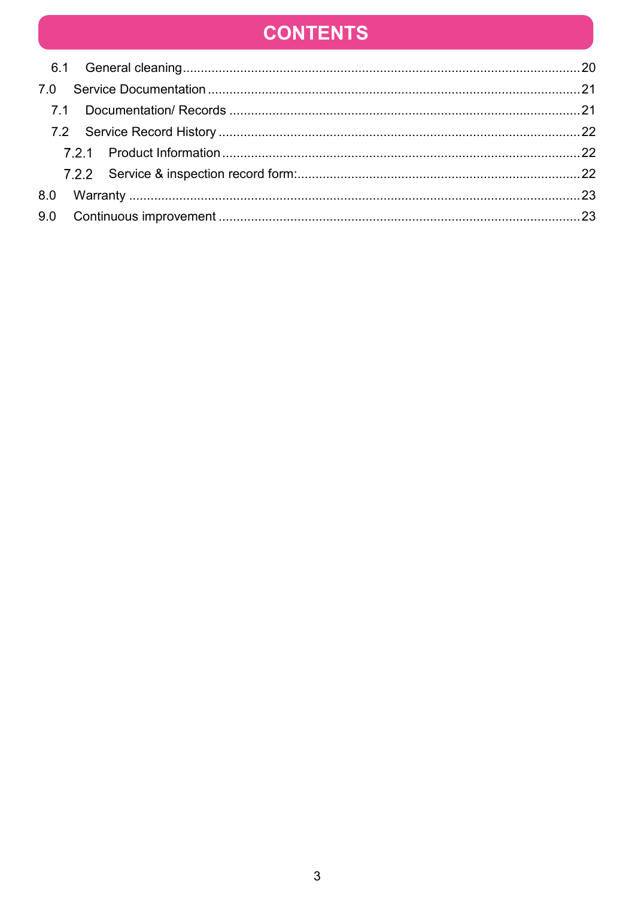# CONTENTS

6.1 General cleaning ... 20
7.0 Service Documentation ... 21
7.1 Documentation/ Records ... 21
7.2 Service Record History ... 22
7.2.1 Product Information ... 22
7.2.2 Service & inspection record form: ... 22
8.0 Warranty ... 23
9.0 Continuous improvement ... 23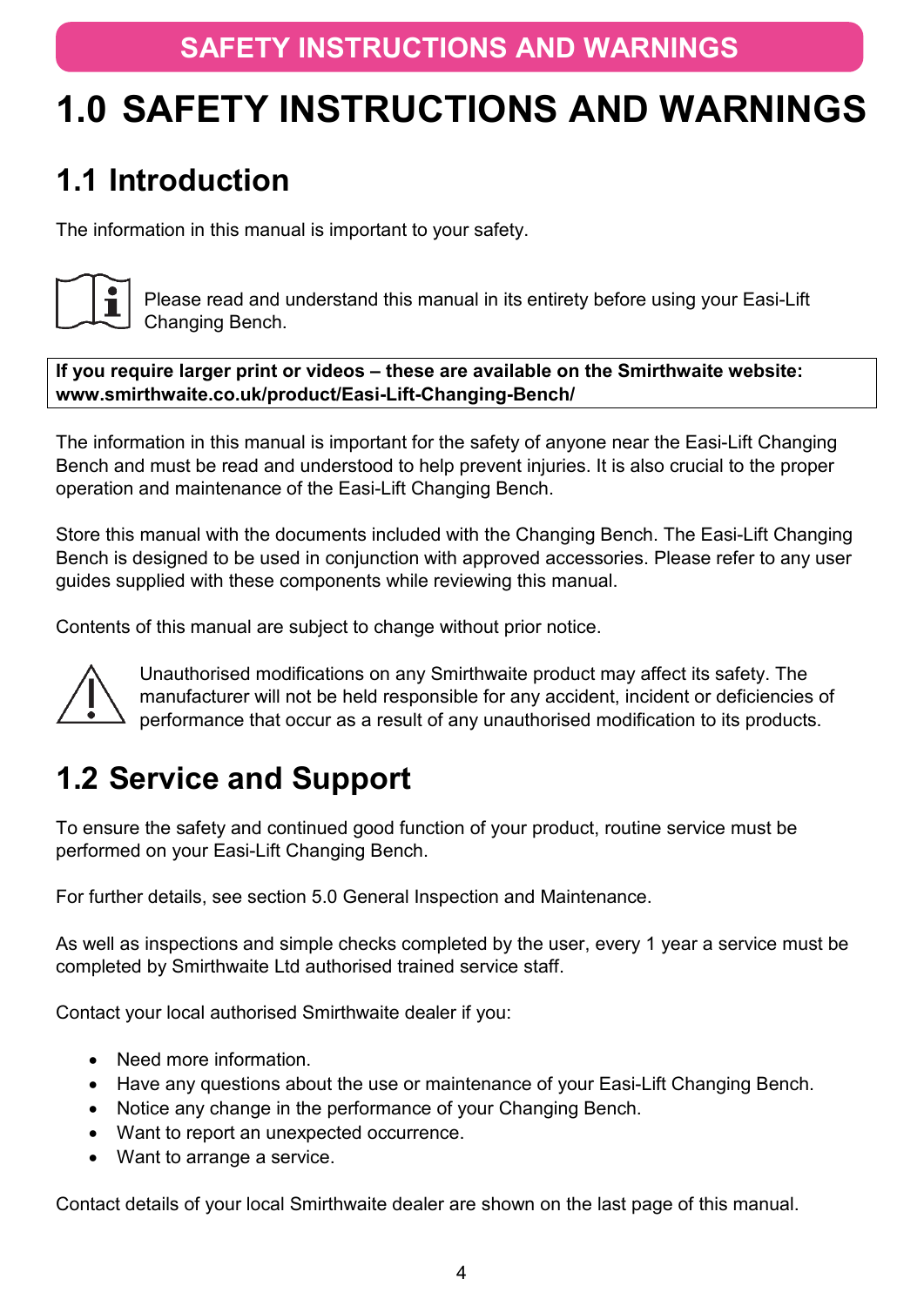# 1.0 SAFETY INSTRUCTIONS AND WARNINGS

## 1.1 Introduction

The information in this manual is important to your safety.

Please read and understand this manual in its entirety before using your Easi-Lift Changing Bench.

**If you require larger print or videos – these are available on the Smirthwaite website: www.smirthwaite.co.uk/product/Easi-Lift-Changing-Bench/**

The information in this manual is important for the safety of anyone near the Easi-Lift Changing Bench and must be read and understood to help prevent injuries. It is also crucial to the proper operation and maintenance of the Easi-Lift Changing Bench.

Store this manual with the documents included with the Changing Bench. The Easi-Lift Changing Bench is designed to be used in conjunction with approved accessories. Please refer to any user guides supplied with these components while reviewing this manual.

Contents of this manual are subject to change without prior notice.

Unauthorised modifications on any Smirthwaite product may affect its safety. The manufacturer will not be held responsible for any accident, incident or deficiencies of performance that occur as a result of any unauthorised modification to its products.

## 1.2 Service and Support

To ensure the safety and continued good function of your product, routine service must be performed on your Easi-Lift Changing Bench.

For further details, see section 5.0 General Inspection and Maintenance.

As well as inspections and simple checks completed by the user, every 1 year a service must be completed by Smirthwaite Ltd authorised trained service staff.

Contact your local authorised Smirthwaite dealer if you:

- Need more information.
- Have any questions about the use or maintenance of your Easi-Lift Changing Bench.
- Notice any change in the performance of your Changing Bench.
- Want to report an unexpected occurrence.
- Want to arrange a service.

Contact details of your local Smirthwaite dealer are shown on the last page of this manual.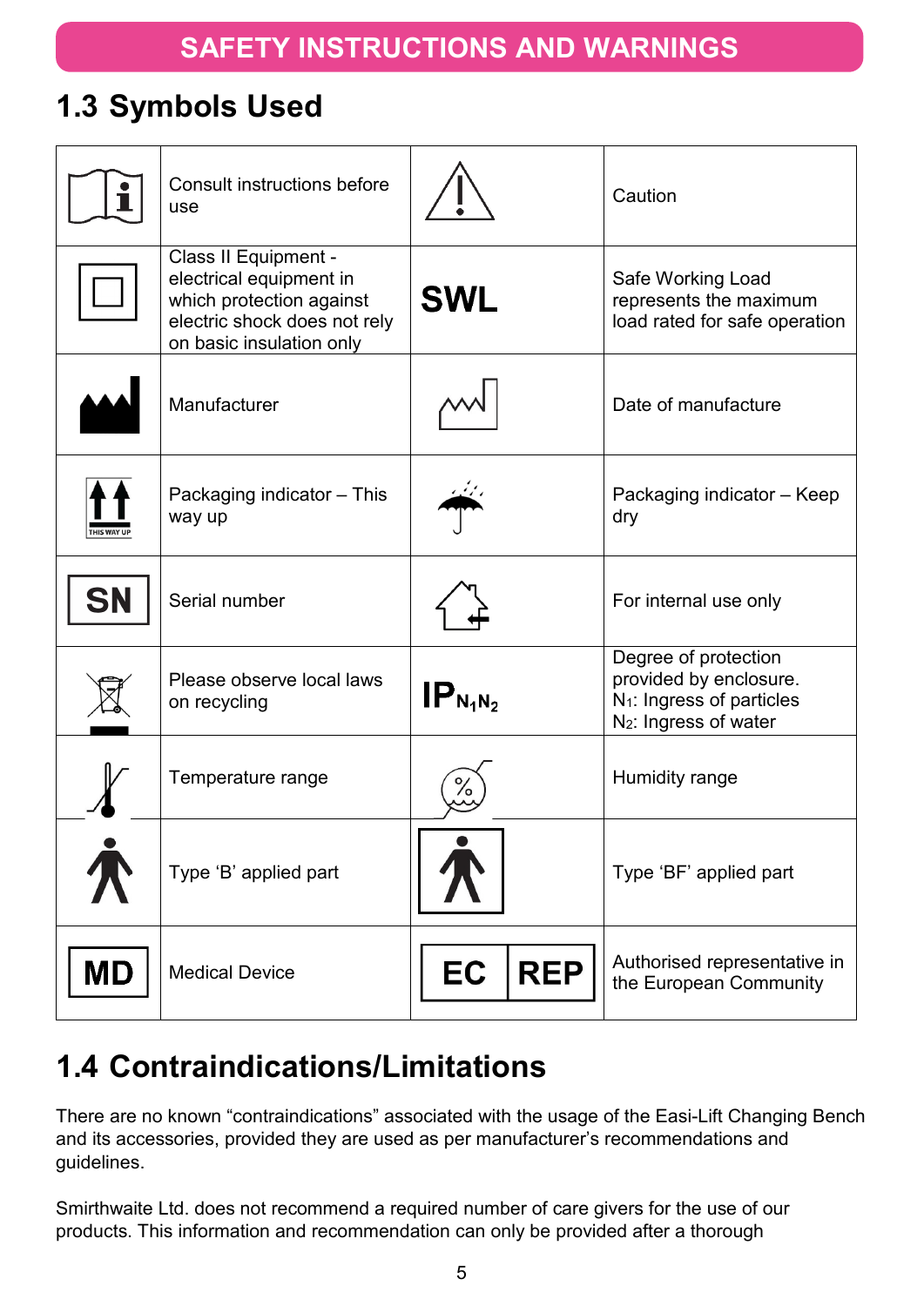SAFETY INSTRUCTIONS AND WARNINGS

## 1.3 Symbols Used

| | | | |
|---|---|---|---|
| | Consult instructions before use | | Caution |
| | Class II Equipment - electrical equipment in which protection against electric shock does not rely on basic insulation only | SWL | Safe Working Load represents the maximum load rated for safe operation |
| | Manufacturer | | Date of manufacture |
| THIS WAY UP | Packaging indicator – This way up | | Packaging indicator – Keep dry |
| SN | Serial number | | For internal use only |
| | Please observe local laws on recycling | $IP_{N_1 N_2}$ | Degree of protection provided by enclosure. $N_1$: Ingress of particles $N_2$: Ingress of water |
| | Temperature range | | Humidity range |
| | Type 'B' applied part | | Type 'BF' applied part |
| MD | Medical Device | EC REP | Authorised representative in the European Community |

## 1.4 Contraindications/Limitations

There are no known "contraindications" associated with the usage of the Easi-Lift Changing Bench and its accessories, provided they are used as per manufacturer's recommendations and guidelines.

Smirthwaite Ltd. does not recommend a required number of care givers for the use of our products. This information and recommendation can only be provided after a thorough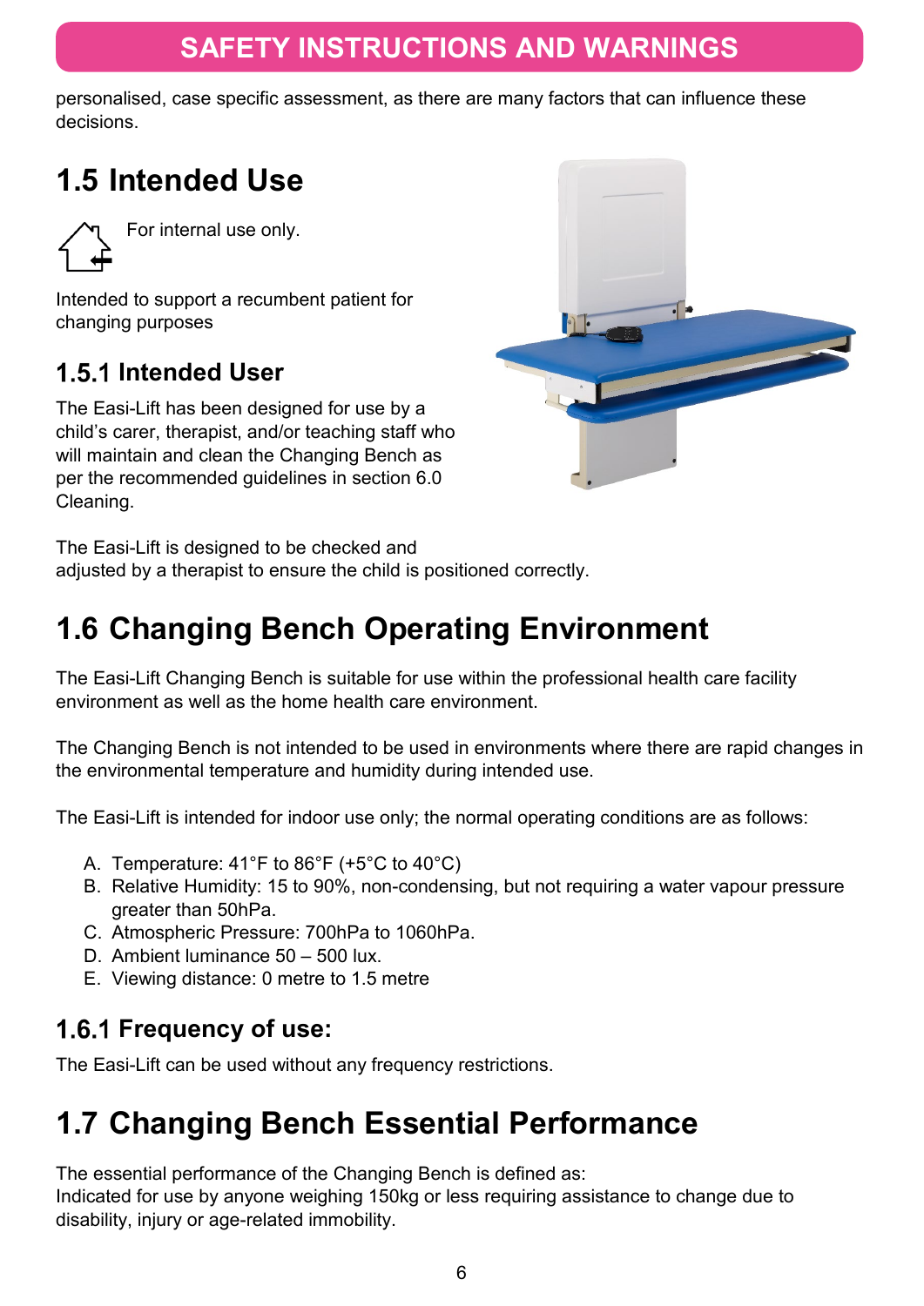## SAFETY INSTRUCTIONS AND WARNINGS

personalised, case specific assessment, as there are many factors that can influence these decisions.

# 1.5 Intended Use

For internal use only.

Intended to support a recumbent patient for changing purposes

## 1.5.1 Intended User

The Easi-Lift has been designed for use by a child's carer, therapist, and/or teaching staff who will maintain and clean the Changing Bench as per the recommended guidelines in section 6.0 Cleaning.

The Easi-Lift is designed to be checked and adjusted by a therapist to ensure the child is positioned correctly.

# 1.6 Changing Bench Operating Environment

The Easi-Lift Changing Bench is suitable for use within the professional health care facility environment as well as the home health care environment.

The Changing Bench is not intended to be used in environments where there are rapid changes in the environmental temperature and humidity during intended use.

The Easi-Lift is intended for indoor use only; the normal operating conditions are as follows:

A. Temperature: 41°F to 86°F (+5°C to 40°C)
B. Relative Humidity: 15 to 90%, non-condensing, but not requiring a water vapour pressure greater than 50hPa.
C. Atmospheric Pressure: 700hPa to 1060hPa.
D. Ambient luminance 50 – 500 lux.
E. Viewing distance: 0 metre to 1.5 metre

## 1.6.1 Frequency of use:

The Easi-Lift can be used without any frequency restrictions.

# 1.7 Changing Bench Essential Performance

The essential performance of the Changing Bench is defined as:
Indicated for use by anyone weighing 150kg or less requiring assistance to change due to disability, injury or age-related immobility.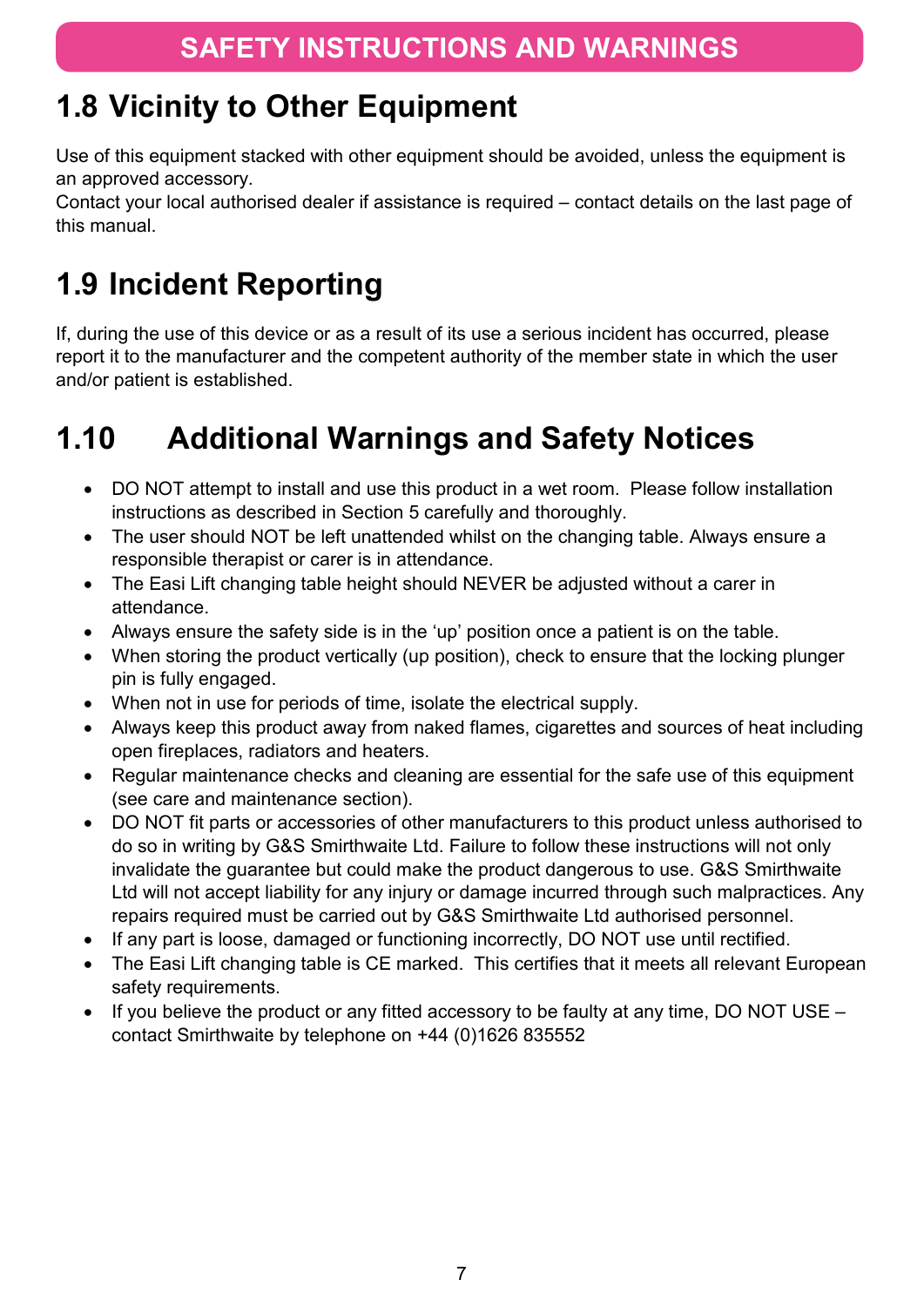SAFETY INSTRUCTIONS AND WARNINGS

## 1.8 Vicinity to Other Equipment

Use of this equipment stacked with other equipment should be avoided, unless the equipment is an approved accessory.
Contact your local authorised dealer if assistance is required – contact details on the last page of this manual.

## 1.9 Incident Reporting

If, during the use of this device or as a result of its use a serious incident has occurred, please report it to the manufacturer and the competent authority of the member state in which the user and/or patient is established.

## 1.10 Additional Warnings and Safety Notices

- DO NOT attempt to install and use this product in a wet room. Please follow installation instructions as described in Section 5 carefully and thoroughly.
- The user should NOT be left unattended whilst on the changing table. Always ensure a responsible therapist or carer is in attendance.
- The Easi Lift changing table height should NEVER be adjusted without a carer in attendance.
- Always ensure the safety side is in the 'up' position once a patient is on the table.
- When storing the product vertically (up position), check to ensure that the locking plunger pin is fully engaged.
- When not in use for periods of time, isolate the electrical supply.
- Always keep this product away from naked flames, cigarettes and sources of heat including open fireplaces, radiators and heaters.
- Regular maintenance checks and cleaning are essential for the safe use of this equipment (see care and maintenance section).
- DO NOT fit parts or accessories of other manufacturers to this product unless authorised to do so in writing by G&S Smirthwaite Ltd. Failure to follow these instructions will not only invalidate the guarantee but could make the product dangerous to use. G&S Smirthwaite Ltd will not accept liability for any injury or damage incurred through such malpractices. Any repairs required must be carried out by G&S Smirthwaite Ltd authorised personnel.
- If any part is loose, damaged or functioning incorrectly, DO NOT use until rectified.
- The Easi Lift changing table is CE marked. This certifies that it meets all relevant European safety requirements.
- If you believe the product or any fitted accessory to be faulty at any time, DO NOT USE – contact Smirthwaite by telephone on +44 (0)1626 835552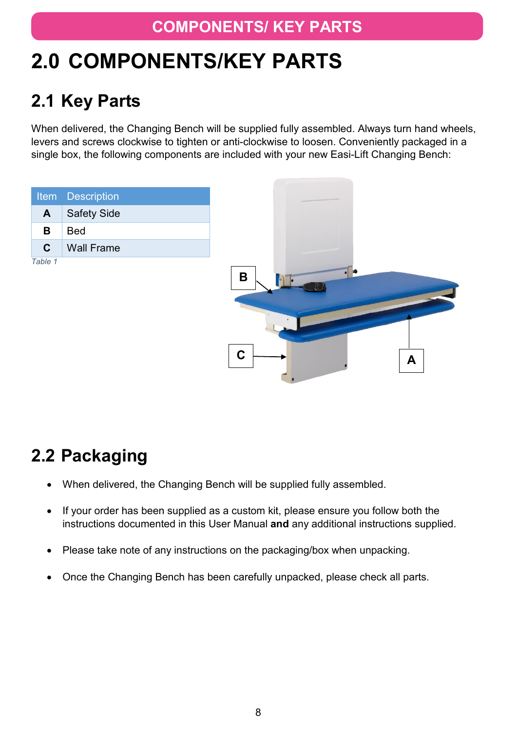# 2.0 COMPONENTS/KEY PARTS

## 2.1 Key Parts

When delivered, the Changing Bench will be supplied fully assembled. Always turn hand wheels, levers and screws clockwise to tighten or anti-clockwise to loosen. Conveniently packaged in a single box, the following components are included with your new Easi-Lift Changing Bench:

| Item | Description |
|---|---|
| **A** | Safety Side |
| **B** | Bed |
| **C** | Wall Frame |

*Table 1*

B

C

A

## 2.2 Packaging

- When delivered, the Changing Bench will be supplied fully assembled.
- If your order has been supplied as a custom kit, please ensure you follow both the instructions documented in this User Manual **and** any additional instructions supplied.
- Please take note of any instructions on the packaging/box when unpacking.
- Once the Changing Bench has been carefully unpacked, please check all parts.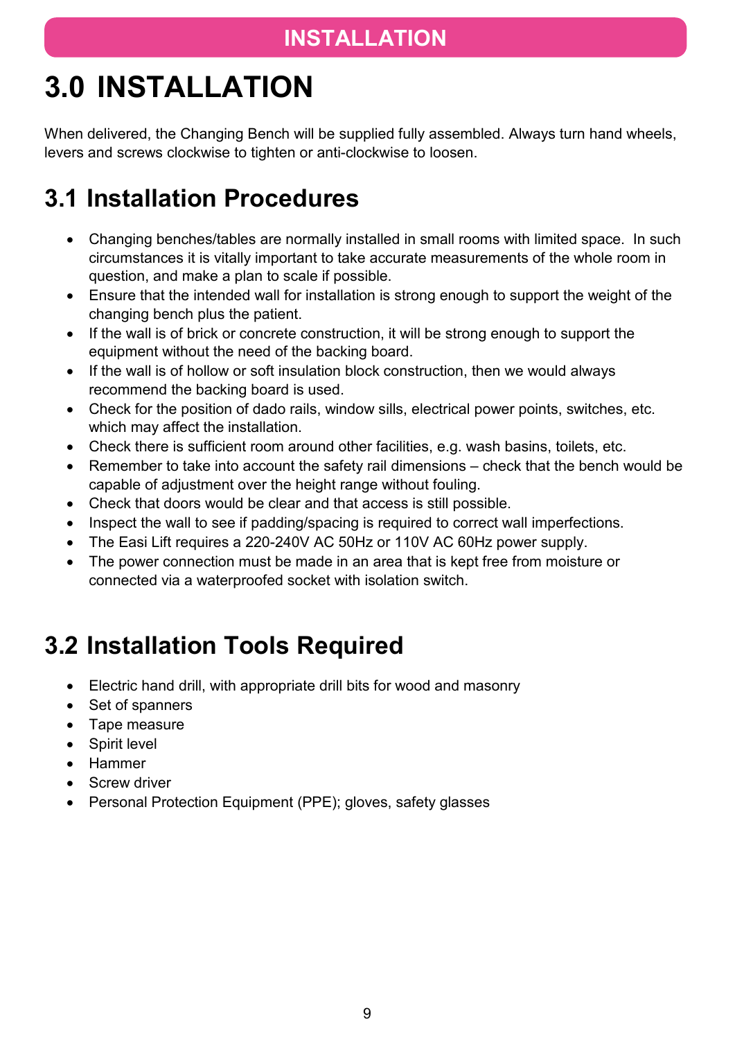# 3.0 INSTALLATION

When delivered, the Changing Bench will be supplied fully assembled. Always turn hand wheels, levers and screws clockwise to tighten or anti-clockwise to loosen.

## 3.1 Installation Procedures

- Changing benches/tables are normally installed in small rooms with limited space. In such circumstances it is vitally important to take accurate measurements of the whole room in question, and make a plan to scale if possible.
- Ensure that the intended wall for installation is strong enough to support the weight of the changing bench plus the patient.
- If the wall is of brick or concrete construction, it will be strong enough to support the equipment without the need of the backing board.
- If the wall is of hollow or soft insulation block construction, then we would always recommend the backing board is used.
- Check for the position of dado rails, window sills, electrical power points, switches, etc. which may affect the installation.
- Check there is sufficient room around other facilities, e.g. wash basins, toilets, etc.
- Remember to take into account the safety rail dimensions – check that the bench would be capable of adjustment over the height range without fouling.
- Check that doors would be clear and that access is still possible.
- Inspect the wall to see if padding/spacing is required to correct wall imperfections.
- The Easi Lift requires a 220-240V AC 50Hz or 110V AC 60Hz power supply.
- The power connection must be made in an area that is kept free from moisture or connected via a waterproofed socket with isolation switch.

## 3.2 Installation Tools Required

- Electric hand drill, with appropriate drill bits for wood and masonry
- Set of spanners
- Tape measure
- Spirit level
- Hammer
- Screw driver
- Personal Protection Equipment (PPE); gloves, safety glasses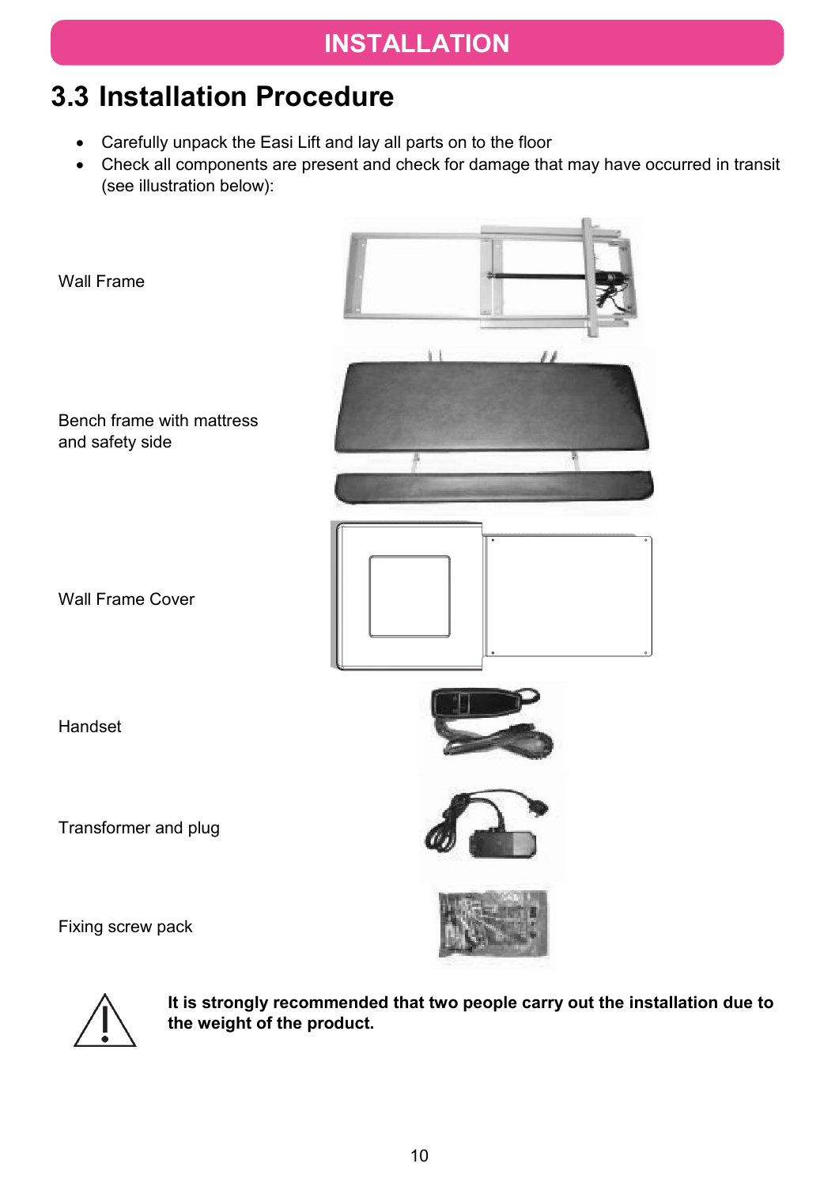# INSTALLATION

## 3.3 Installation Procedure

- Carefully unpack the Easi Lift and lay all parts on to the floor
- Check all components are present and check for damage that may have occurred in transit (see illustration below):

Wall Frame

Bench frame with mattress and safety side

Wall Frame Cover

Handset

Transformer and plug

Fixing screw pack

**It is strongly recommended that two people carry out the installation due to the weight of the product.**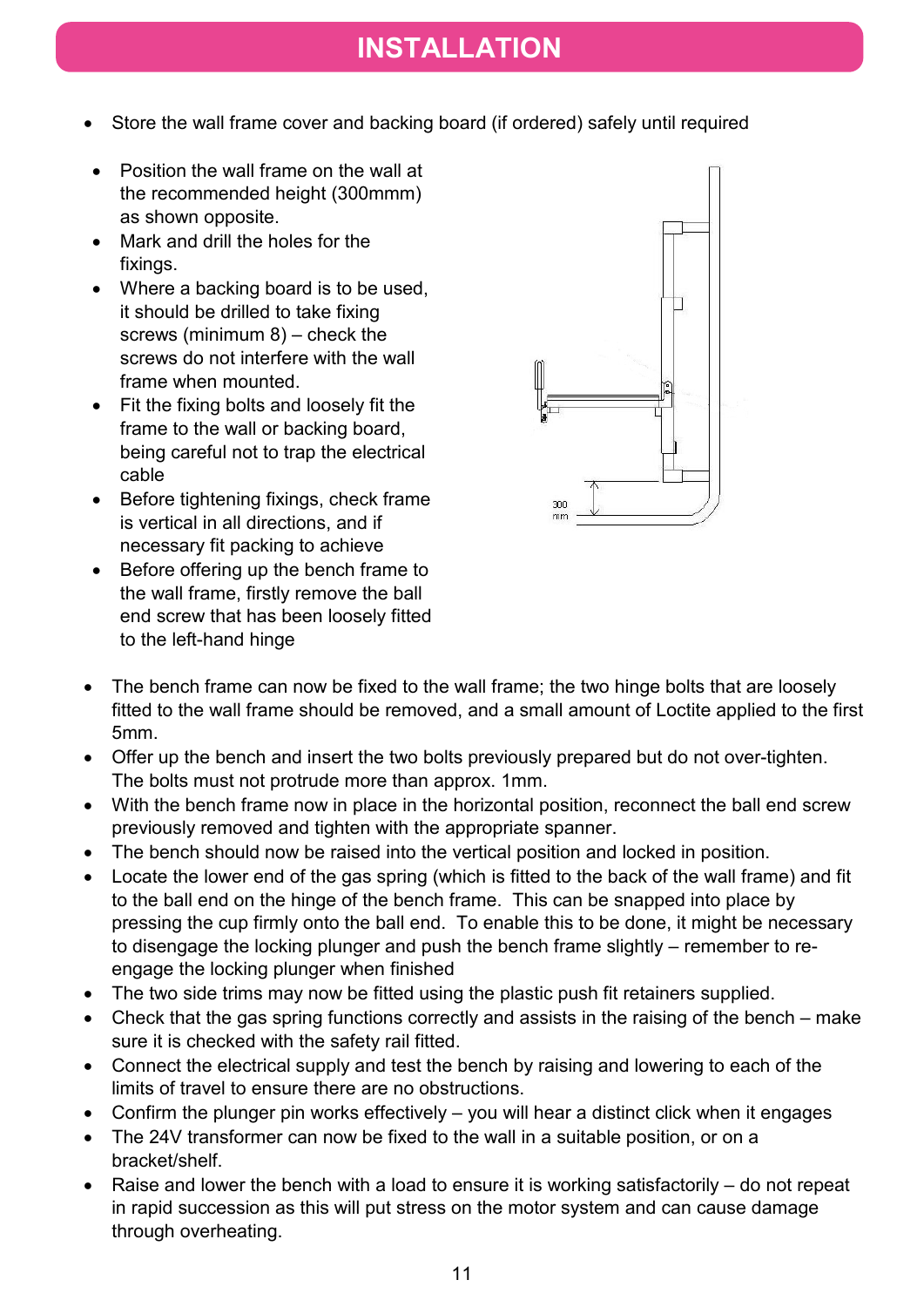# INSTALLATION

- Store the wall frame cover and backing board (if ordered) safely until required
- Position the wall frame on the wall at the recommended height (300mmm) as shown opposite.
- Mark and drill the holes for the fixings.
- Where a backing board is to be used, it should be drilled to take fixing screws (minimum 8) – check the screws do not interfere with the wall frame when mounted.
- Fit the fixing bolts and loosely fit the frame to the wall or backing board, being careful not to trap the electrical cable
- Before tightening fixings, check frame is vertical in all directions, and if necessary fit packing to achieve
- Before offering up the bench frame to the wall frame, firstly remove the ball end screw that has been loosely fitted to the left-hand hinge

300
mm

- The bench frame can now be fixed to the wall frame; the two hinge bolts that are loosely fitted to the wall frame should be removed, and a small amount of Loctite applied to the first 5mm.
- Offer up the bench and insert the two bolts previously prepared but do not over-tighten. The bolts must not protrude more than approx. 1mm.
- With the bench frame now in place in the horizontal position, reconnect the ball end screw previously removed and tighten with the appropriate spanner.
- The bench should now be raised into the vertical position and locked in position.
- Locate the lower end of the gas spring (which is fitted to the back of the wall frame) and fit to the ball end on the hinge of the bench frame. This can be snapped into place by pressing the cup firmly onto the ball end. To enable this to be done, it might be necessary to disengage the locking plunger and push the bench frame slightly – remember to re-engage the locking plunger when finished
- The two side trims may now be fitted using the plastic push fit retainers supplied.
- Check that the gas spring functions correctly and assists in the raising of the bench – make sure it is checked with the safety rail fitted.
- Connect the electrical supply and test the bench by raising and lowering to each of the limits of travel to ensure there are no obstructions.
- Confirm the plunger pin works effectively – you will hear a distinct click when it engages
- The 24V transformer can now be fixed to the wall in a suitable position, or on a bracket/shelf.
- Raise and lower the bench with a load to ensure it is working satisfactorily – do not repeat in rapid succession as this will put stress on the motor system and can cause damage through overheating.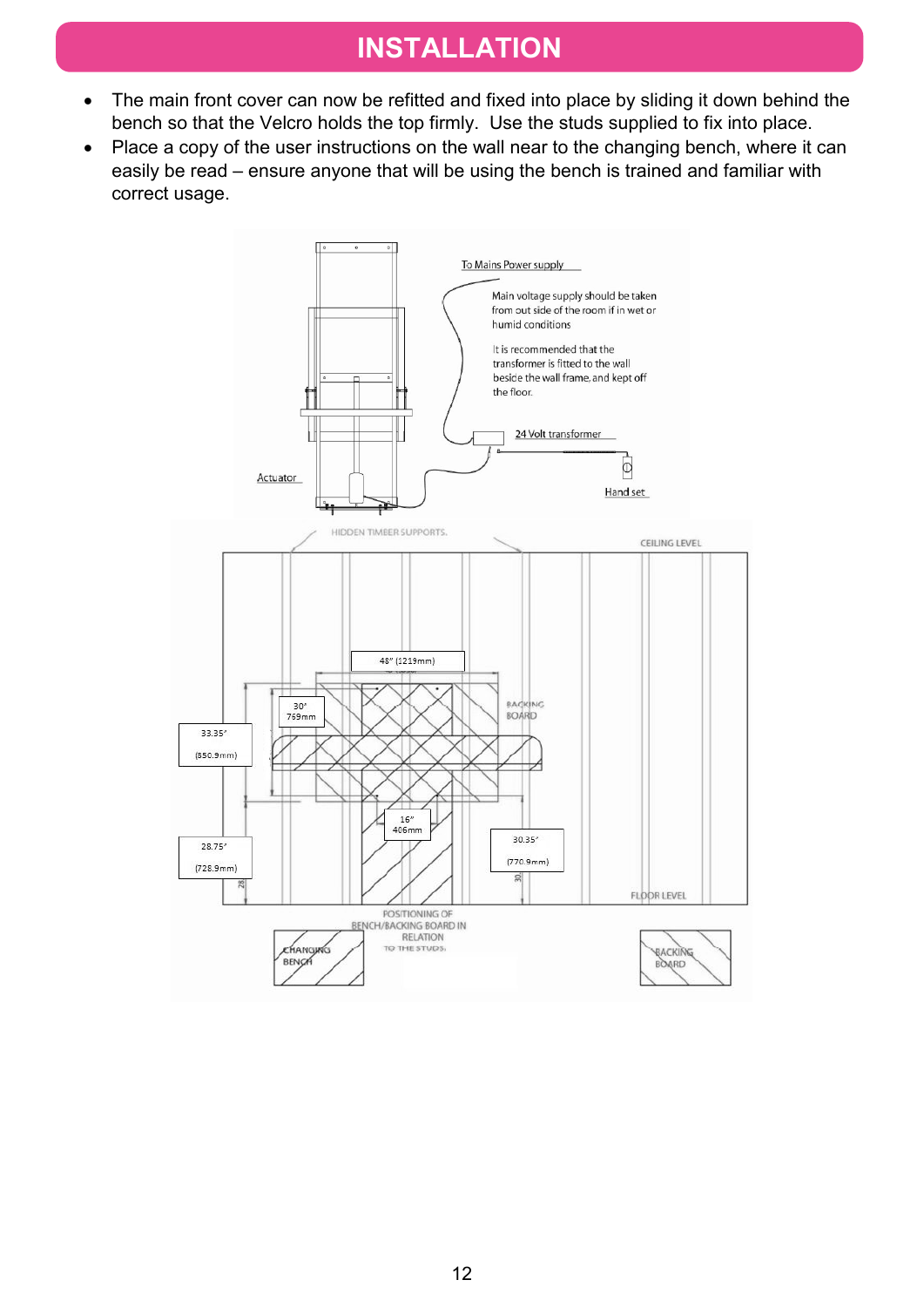# INSTALLATION

- The main front cover can now be refitted and fixed into place by sliding it down behind the bench so that the Velcro holds the top firmly. Use the studs supplied to fix into place.
- Place a copy of the user instructions on the wall near to the changing bench, where it can easily be read – ensure anyone that will be using the bench is trained and familiar with correct usage.

To Mains Power supply

Main voltage supply should be taken from out side of the room if in wet or humid conditions

It is recommended that the transformer is fitted to the wall beside the wall frame, and kept off the floor.

24 Volt transformer

Actuator

Hand set

HIDDEN TIMBER SUPPORTS.

CEILING LEVEL

48" (1219mm)

30" 769mm

BACKING BOARD

33.35" (850.9mm)

16" 406mm

30.35" (770.9mm)

28.75" (728.9mm)

FLOOR LEVEL

POSITIONING OF BENCH/BACKING BOARD IN RELATION TO THE STUDS.

CHANGING BENCH

BACKING BOARD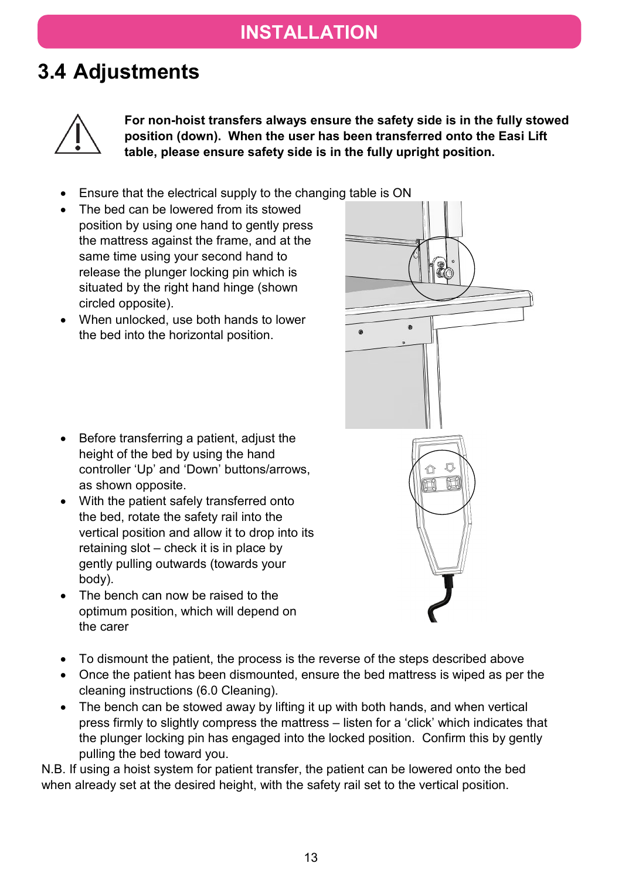# INSTALLATION

## 3.4 Adjustments

**For non-hoist transfers always ensure the safety side is in the fully stowed position (down). When the user has been transferred onto the Easi Lift table, please ensure safety side is in the fully upright position.**

- Ensure that the electrical supply to the changing table is ON
- The bed can be lowered from its stowed position by using one hand to gently press the mattress against the frame, and at the same time using your second hand to release the plunger locking pin which is situated by the right hand hinge (shown circled opposite).
- When unlocked, use both hands to lower the bed into the horizontal position.

- Before transferring a patient, adjust the height of the bed by using the hand controller 'Up' and 'Down' buttons/arrows, as shown opposite.
- With the patient safely transferred onto the bed, rotate the safety rail into the vertical position and allow it to drop into its retaining slot – check it is in place by gently pulling outwards (towards your body).
- The bench can now be raised to the optimum position, which will depend on the carer

- To dismount the patient, the process is the reverse of the steps described above
- Once the patient has been dismounted, ensure the bed mattress is wiped as per the cleaning instructions (6.0 Cleaning).
- The bench can be stowed away by lifting it up with both hands, and when vertical press firmly to slightly compress the mattress – listen for a 'click' which indicates that the plunger locking pin has engaged into the locked position. Confirm this by gently pulling the bed toward you.

N.B. If using a hoist system for patient transfer, the patient can be lowered onto the bed when already set at the desired height, with the safety rail set to the vertical position.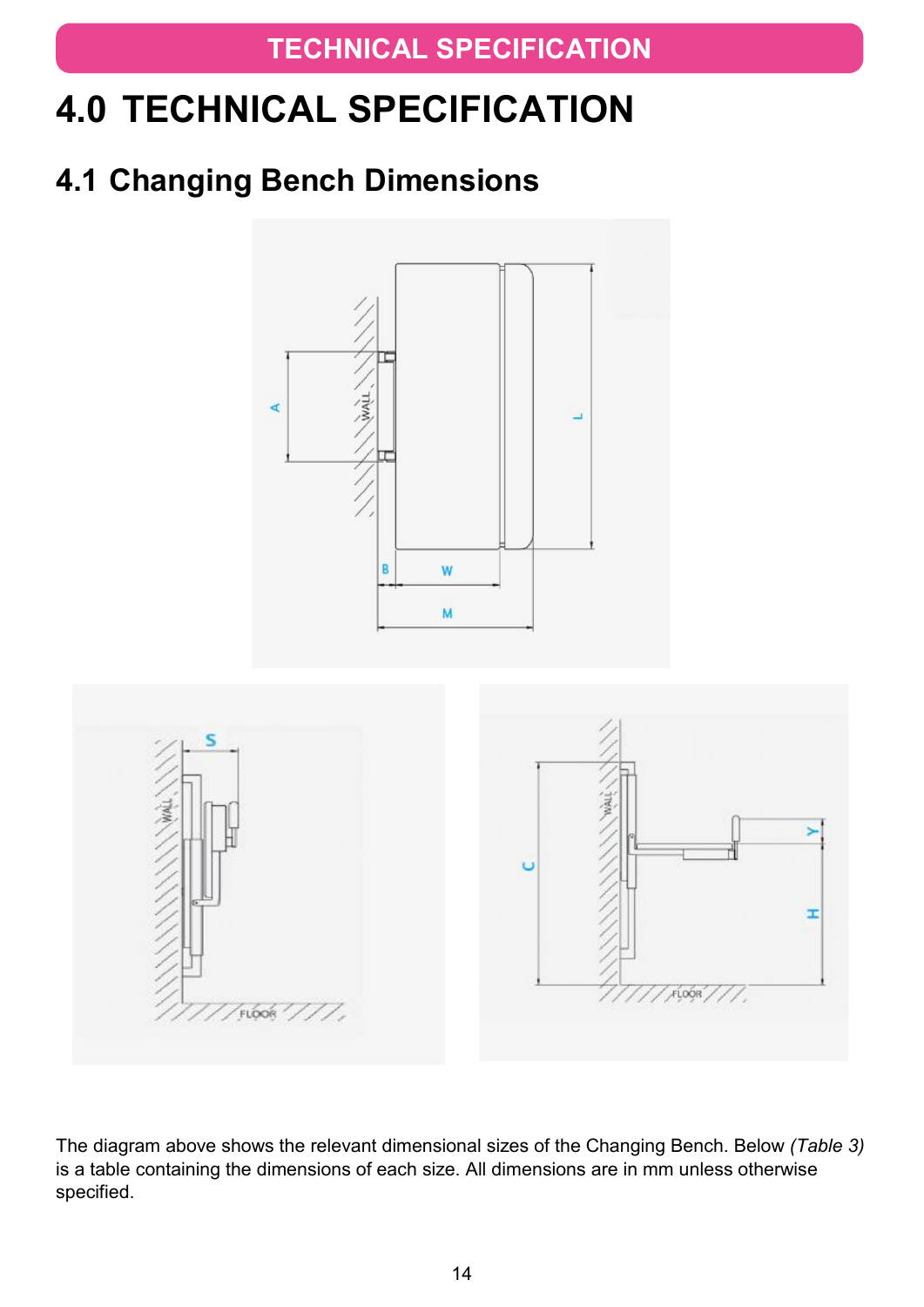# 4.0 TECHNICAL SPECIFICATION

## 4.1 Changing Bench Dimensions

A
WALL
L
B
W
M

S
WALL
FLOOR

C
WALL
Y
H
FLOOR

The diagram above shows the relevant dimensional sizes of the Changing Bench. Below *(Table 3)* is a table containing the dimensions of each size. All dimensions are in mm unless otherwise specified.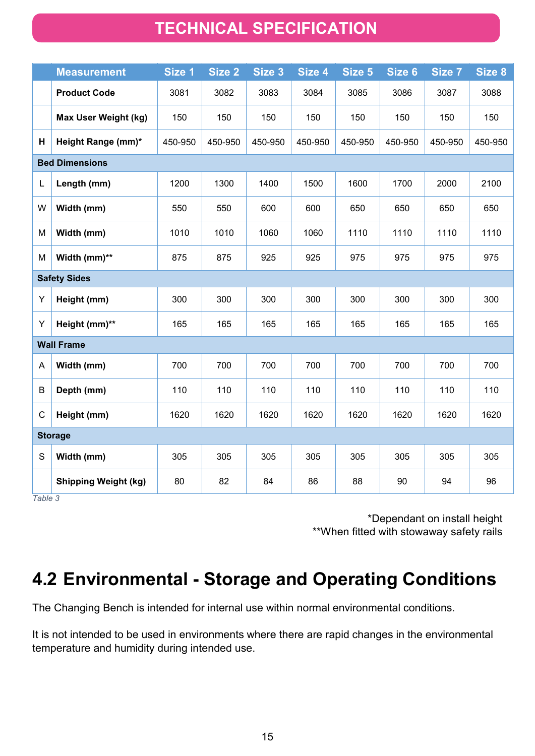# TECHNICAL SPECIFICATION

| | Measurement | Size 1 | Size 2 | Size 3 | Size 4 | Size 5 | Size 6 | Size 7 | Size 8 |
|---|---|---|---|---|---|---|---|---|---|
| | **Product Code** | 3081 | 3082 | 3083 | 3084 | 3085 | 3086 | 3087 | 3088 |
| | **Max User Weight (kg)** | 150 | 150 | 150 | 150 | 150 | 150 | 150 | 150 |
| **H** | **Height Range (mm)*** | 450-950 | 450-950 | 450-950 | 450-950 | 450-950 | 450-950 | 450-950 | 450-950 |
| **Bed Dimensions** | | | | | | | | | |
| L | **Length (mm)** | 1200 | 1300 | 1400 | 1500 | 1600 | 1700 | 2000 | 2100 |
| W | **Width (mm)** | 550 | 550 | 600 | 600 | 650 | 650 | 650 | 650 |
| M | **Width (mm)** | 1010 | 1010 | 1060 | 1060 | 1110 | 1110 | 1110 | 1110 |
| M | **Width (mm)**** | 875 | 875 | 925 | 925 | 975 | 975 | 975 | 975 |
| **Safety Sides** | | | | | | | | | |
| Y | **Height (mm)** | 300 | 300 | 300 | 300 | 300 | 300 | 300 | 300 |
| Y | **Height (mm)**** | 165 | 165 | 165 | 165 | 165 | 165 | 165 | 165 |
| **Wall Frame** | | | | | | | | | |
| A | **Width (mm)** | 700 | 700 | 700 | 700 | 700 | 700 | 700 | 700 |
| B | **Depth (mm)** | 110 | 110 | 110 | 110 | 110 | 110 | 110 | 110 |
| C | **Height (mm)** | 1620 | 1620 | 1620 | 1620 | 1620 | 1620 | 1620 | 1620 |
| **Storage** | | | | | | | | | |
| S | **Width (mm)** | 305 | 305 | 305 | 305 | 305 | 305 | 305 | 305 |
| | **Shipping Weight (kg)** | 80 | 82 | 84 | 86 | 88 | 90 | 94 | 96 |

*Table 3*

*Dependant on install height
**When fitted with stowaway safety rails

## 4.2 Environmental - Storage and Operating Conditions

The Changing Bench is intended for internal use within normal environmental conditions.

It is not intended to be used in environments where there are rapid changes in the environmental temperature and humidity during intended use.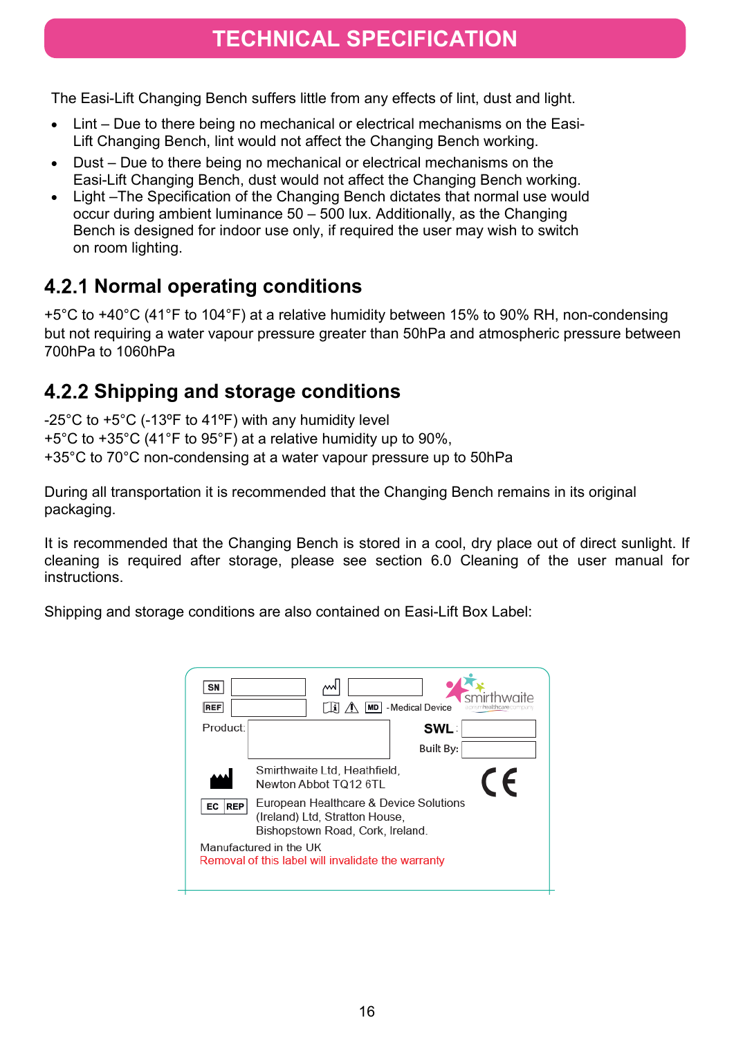# TECHNICAL SPECIFICATION

The Easi-Lift Changing Bench suffers little from any effects of lint, dust and light.

- Lint – Due to there being no mechanical or electrical mechanisms on the Easi-Lift Changing Bench, lint would not affect the Changing Bench working.
- Dust – Due to there being no mechanical or electrical mechanisms on the Easi-Lift Changing Bench, dust would not affect the Changing Bench working.
- Light –The Specification of the Changing Bench dictates that normal use would occur during ambient luminance 50 – 500 lux. Additionally, as the Changing Bench is designed for indoor use only, if required the user may wish to switch on room lighting.

## 4.2.1 Normal operating conditions

+5°C to +40°C (41°F to 104°F) at a relative humidity between 15% to 90% RH, non-condensing but not requiring a water vapour pressure greater than 50hPa and atmospheric pressure between 700hPa to 1060hPa

## 4.2.2 Shipping and storage conditions

-25°C to +5°C (-13ºF to 41ºF) with any humidity level
+5°C to +35°C (41°F to 95°F) at a relative humidity up to 90%,
+35°C to 70°C non-condensing at a water vapour pressure up to 50hPa

During all transportation it is recommended that the Changing Bench remains in its original packaging.

It is recommended that the Changing Bench is stored in a cool, dry place out of direct sunlight. If cleaning is required after storage, please see section 6.0 Cleaning of the user manual for instructions.

Shipping and storage conditions are also contained on Easi-Lift Box Label:

SN
REF
MD - Medical Device
smirthwaite
Product:
SWL:
Built By:
Smirthwaite Ltd, Heathfield,
Newton Abbot TQ12 6TL
CE
EC REP
European Healthcare & Device Solutions (Ireland) Ltd, Stratton House, Bishopstown Road, Cork, Ireland.
Manufactured in the UK
Removal of this label will invalidate the warranty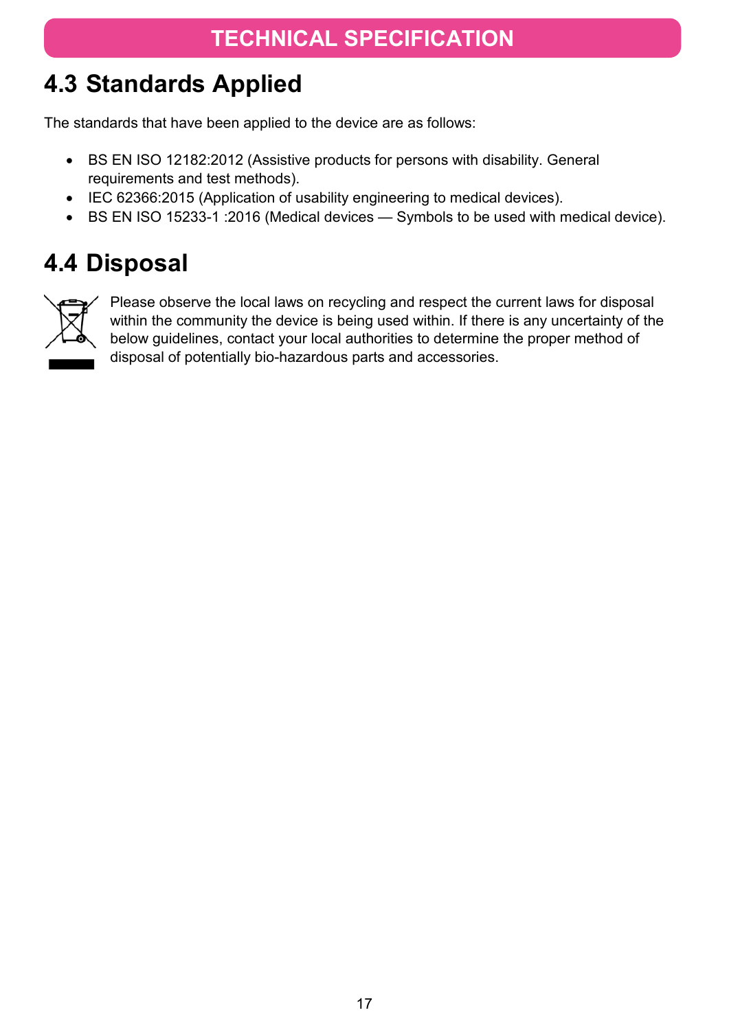# TECHNICAL SPECIFICATION

## 4.3 Standards Applied

The standards that have been applied to the device are as follows:

- BS EN ISO 12182:2012 (Assistive products for persons with disability. General requirements and test methods).
- IEC 62366:2015 (Application of usability engineering to medical devices).
- BS EN ISO 15233-1 :2016 (Medical devices — Symbols to be used with medical device).

## 4.4 Disposal

Please observe the local laws on recycling and respect the current laws for disposal within the community the device is being used within. If there is any uncertainty of the below guidelines, contact your local authorities to determine the proper method of disposal of potentially bio-hazardous parts and accessories.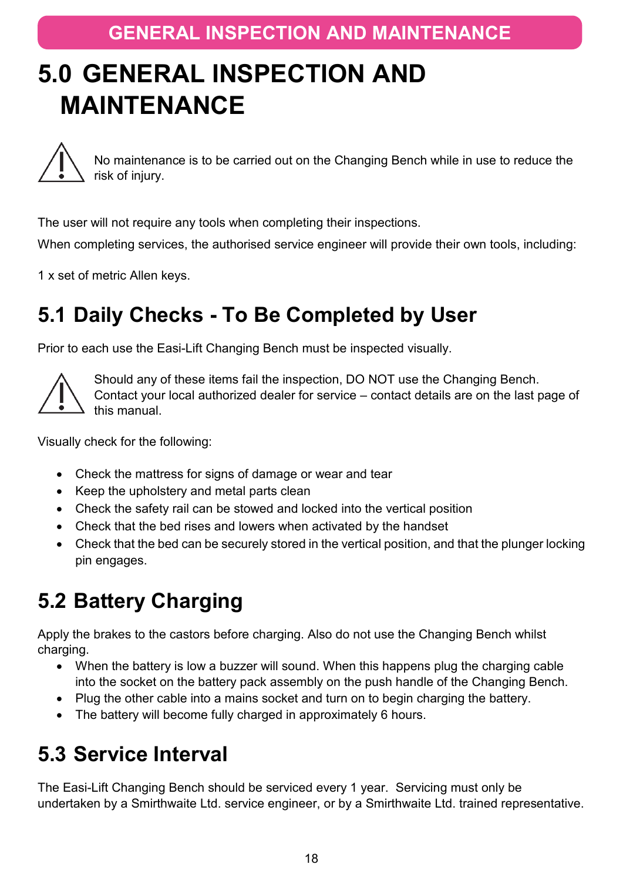# 5.0 GENERAL INSPECTION AND MAINTENANCE

No maintenance is to be carried out on the Changing Bench while in use to reduce the risk of injury.

The user will not require any tools when completing their inspections.

When completing services, the authorised service engineer will provide their own tools, including:

1 x set of metric Allen keys.

## 5.1 Daily Checks - To Be Completed by User

Prior to each use the Easi-Lift Changing Bench must be inspected visually.

Should any of these items fail the inspection, DO NOT use the Changing Bench. Contact your local authorized dealer for service – contact details are on the last page of this manual.

Visually check for the following:

- Check the mattress for signs of damage or wear and tear
- Keep the upholstery and metal parts clean
- Check the safety rail can be stowed and locked into the vertical position
- Check that the bed rises and lowers when activated by the handset
- Check that the bed can be securely stored in the vertical position, and that the plunger locking pin engages.

## 5.2 Battery Charging

Apply the brakes to the castors before charging. Also do not use the Changing Bench whilst charging.

- When the battery is low a buzzer will sound. When this happens plug the charging cable into the socket on the battery pack assembly on the push handle of the Changing Bench.
- Plug the other cable into a mains socket and turn on to begin charging the battery.
- The battery will become fully charged in approximately 6 hours.

## 5.3 Service Interval

The Easi-Lift Changing Bench should be serviced every 1 year. Servicing must only be undertaken by a Smirthwaite Ltd. service engineer, or by a Smirthwaite Ltd. trained representative.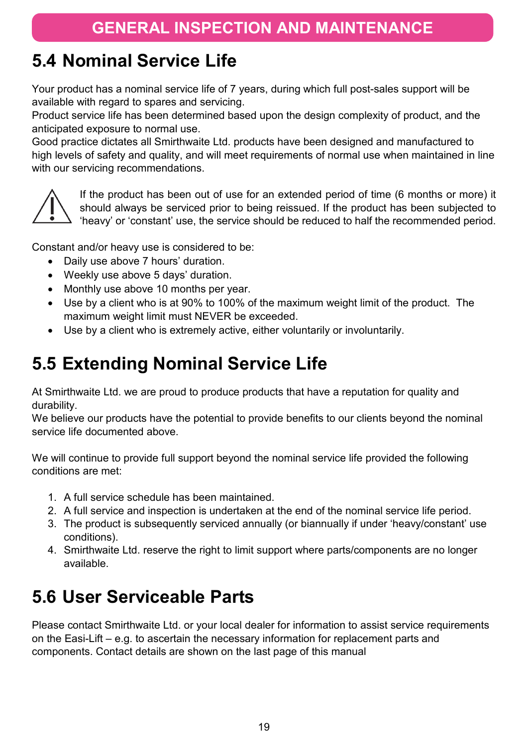# GENERAL INSPECTION AND MAINTENANCE

## 5.4 Nominal Service Life

Your product has a nominal service life of 7 years, during which full post-sales support will be available with regard to spares and servicing.
Product service life has been determined based upon the design complexity of product, and the anticipated exposure to normal use.
Good practice dictates all Smirthwaite Ltd. products have been designed and manufactured to high levels of safety and quality, and will meet requirements of normal use when maintained in line with our servicing recommendations.

If the product has been out of use for an extended period of time (6 months or more) it should always be serviced prior to being reissued. If the product has been subjected to 'heavy' or 'constant' use, the service should be reduced to half the recommended period.

Constant and/or heavy use is considered to be:

- Daily use above 7 hours' duration.
- Weekly use above 5 days' duration.
- Monthly use above 10 months per year.
- Use by a client who is at 90% to 100% of the maximum weight limit of the product. The maximum weight limit must NEVER be exceeded.
- Use by a client who is extremely active, either voluntarily or involuntarily.

## 5.5 Extending Nominal Service Life

At Smirthwaite Ltd. we are proud to produce products that have a reputation for quality and durability.
We believe our products have the potential to provide benefits to our clients beyond the nominal service life documented above.

We will continue to provide full support beyond the nominal service life provided the following conditions are met:

1. A full service schedule has been maintained.
2. A full service and inspection is undertaken at the end of the nominal service life period.
3. The product is subsequently serviced annually (or biannually if under 'heavy/constant' use conditions).
4. Smirthwaite Ltd. reserve the right to limit support where parts/components are no longer available.

## 5.6 User Serviceable Parts

Please contact Smirthwaite Ltd. or your local dealer for information to assist service requirements on the Easi-Lift – e.g. to ascertain the necessary information for replacement parts and components. Contact details are shown on the last page of this manual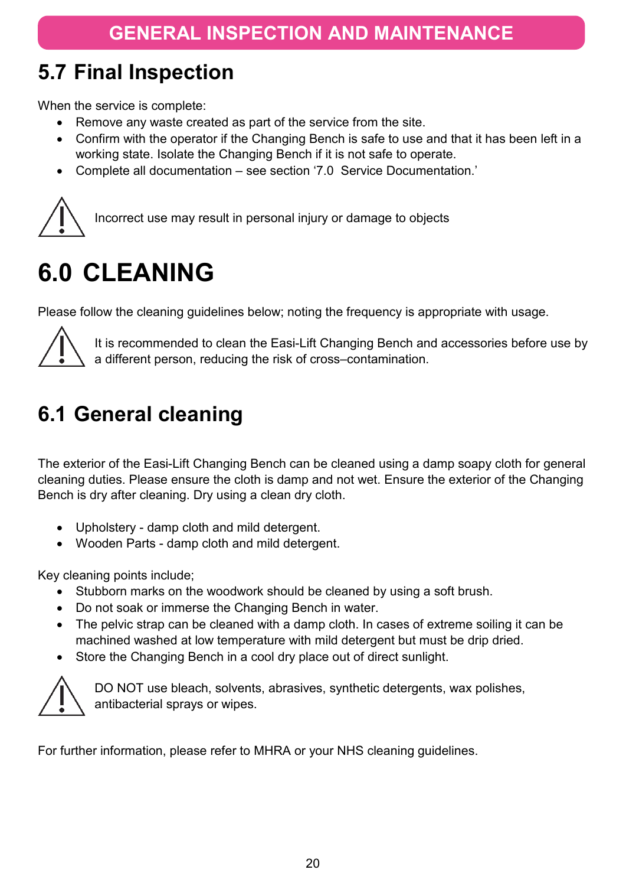# GENERAL INSPECTION AND MAINTENANCE

## 5.7 Final Inspection

When the service is complete:

- Remove any waste created as part of the service from the site.
- Confirm with the operator if the Changing Bench is safe to use and that it has been left in a working state. Isolate the Changing Bench if it is not safe to operate.
- Complete all documentation – see section '7.0  Service Documentation.'

⚠ Incorrect use may result in personal injury or damage to objects

# 6.0 CLEANING

Please follow the cleaning guidelines below; noting the frequency is appropriate with usage.

⚠ It is recommended to clean the Easi-Lift Changing Bench and accessories before use by a different person, reducing the risk of cross–contamination.

## 6.1 General cleaning

The exterior of the Easi-Lift Changing Bench can be cleaned using a damp soapy cloth for general cleaning duties. Please ensure the cloth is damp and not wet. Ensure the exterior of the Changing Bench is dry after cleaning. Dry using a clean dry cloth.

- Upholstery - damp cloth and mild detergent.
- Wooden Parts - damp cloth and mild detergent.

Key cleaning points include;

- Stubborn marks on the woodwork should be cleaned by using a soft brush.
- Do not soak or immerse the Changing Bench in water.
- The pelvic strap can be cleaned with a damp cloth. In cases of extreme soiling it can be machined washed at low temperature with mild detergent but must be drip dried.
- Store the Changing Bench in a cool dry place out of direct sunlight.

⚠ DO NOT use bleach, solvents, abrasives, synthetic detergents, wax polishes, antibacterial sprays or wipes.

For further information, please refer to MHRA or your NHS cleaning guidelines.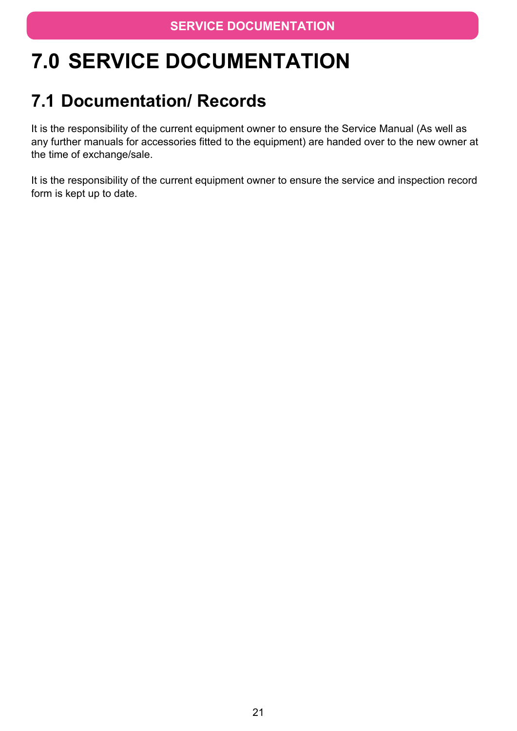# 7.0 SERVICE DOCUMENTATION

## 7.1 Documentation/ Records

It is the responsibility of the current equipment owner to ensure the Service Manual (As well as any further manuals for accessories fitted to the equipment) are handed over to the new owner at the time of exchange/sale.

It is the responsibility of the current equipment owner to ensure the service and inspection record form is kept up to date.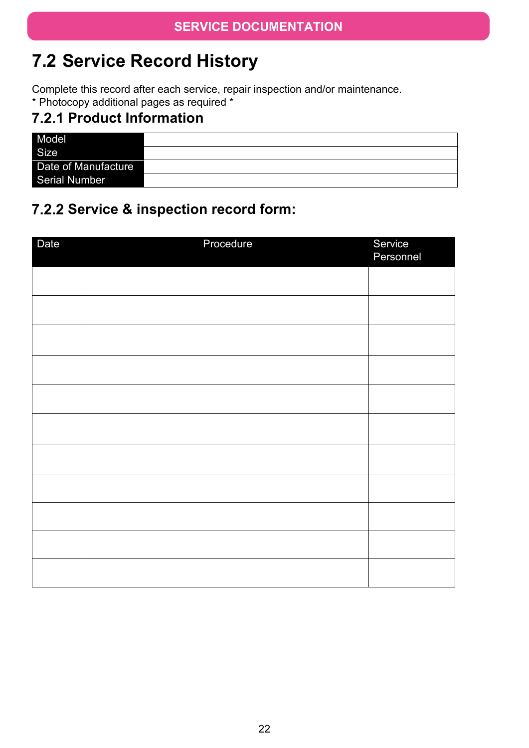SERVICE DOCUMENTATION

# 7.2 Service Record History

Complete this record after each service, repair inspection and/or maintenance.
* Photocopy additional pages as required *

## 7.2.1 Product Information

| | |
|---|---|
| Model | |
| Size | |
| Date of Manufacture | |
| Serial Number | |

## 7.2.2 Service & inspection record form:

| Date | Procedure | Service Personnel |
|---|---|---|
| | | |
| | | |
| | | |
| | | |
| | | |
| | | |
| | | |
| | | |
| | | |
| | | |
| | | |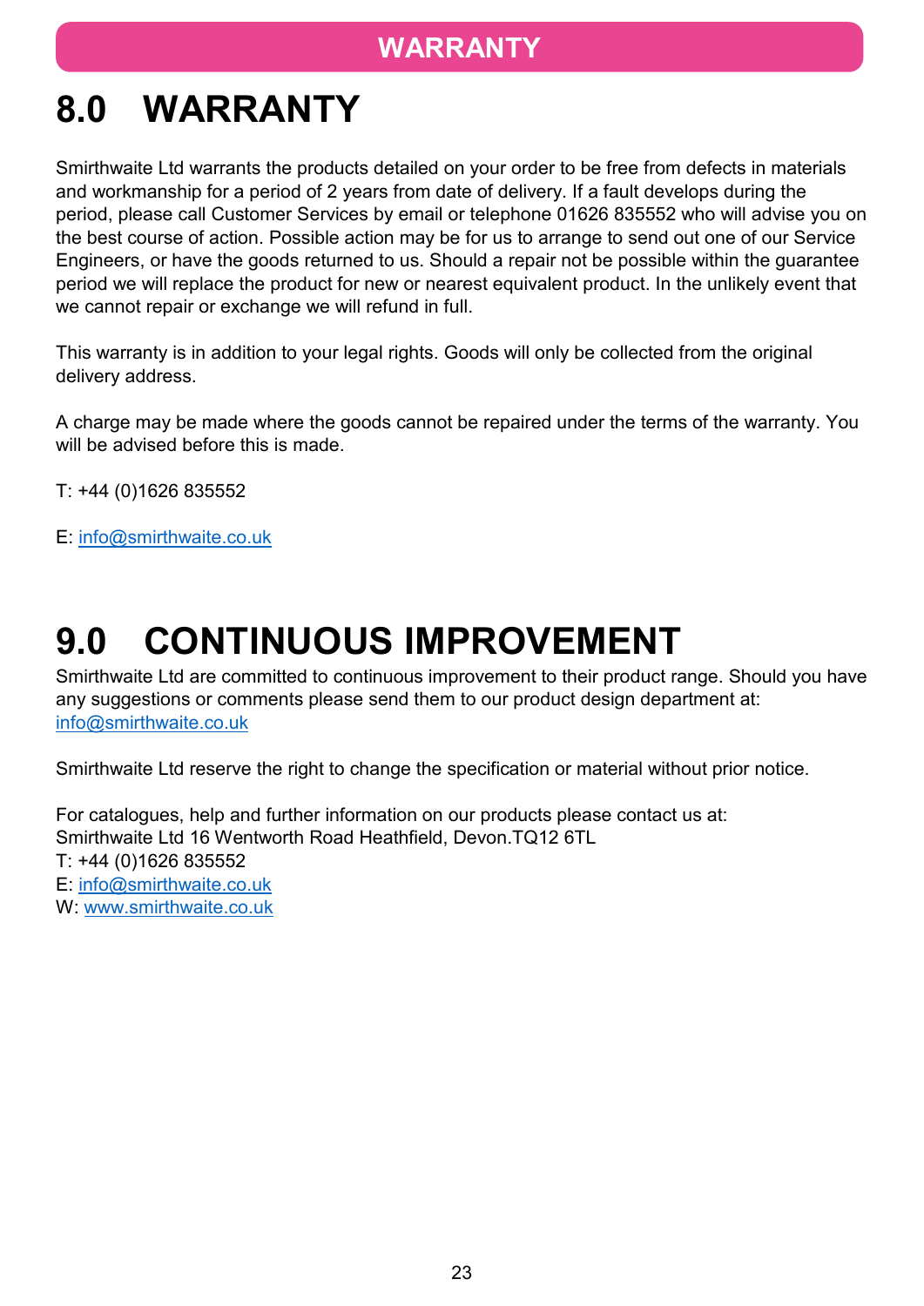# 8.0 WARRANTY

Smirthwaite Ltd warrants the products detailed on your order to be free from defects in materials and workmanship for a period of 2 years from date of delivery. If a fault develops during the period, please call Customer Services by email or telephone 01626 835552 who will advise you on the best course of action. Possible action may be for us to arrange to send out one of our Service Engineers, or have the goods returned to us. Should a repair not be possible within the guarantee period we will replace the product for new or nearest equivalent product. In the unlikely event that we cannot repair or exchange we will refund in full.

This warranty is in addition to your legal rights. Goods will only be collected from the original delivery address.

A charge may be made where the goods cannot be repaired under the terms of the warranty. You will be advised before this is made.

T: +44 (0)1626 835552

E: info@smirthwaite.co.uk

# 9.0 CONTINUOUS IMPROVEMENT

Smirthwaite Ltd are committed to continuous improvement to their product range. Should you have any suggestions or comments please send them to our product design department at: info@smirthwaite.co.uk

Smirthwaite Ltd reserve the right to change the specification or material without prior notice.

For catalogues, help and further information on our products please contact us at:
Smirthwaite Ltd 16 Wentworth Road Heathfield, Devon.TQ12 6TL
T: +44 (0)1626 835552
E: info@smirthwaite.co.uk
W: www.smirthwaite.co.uk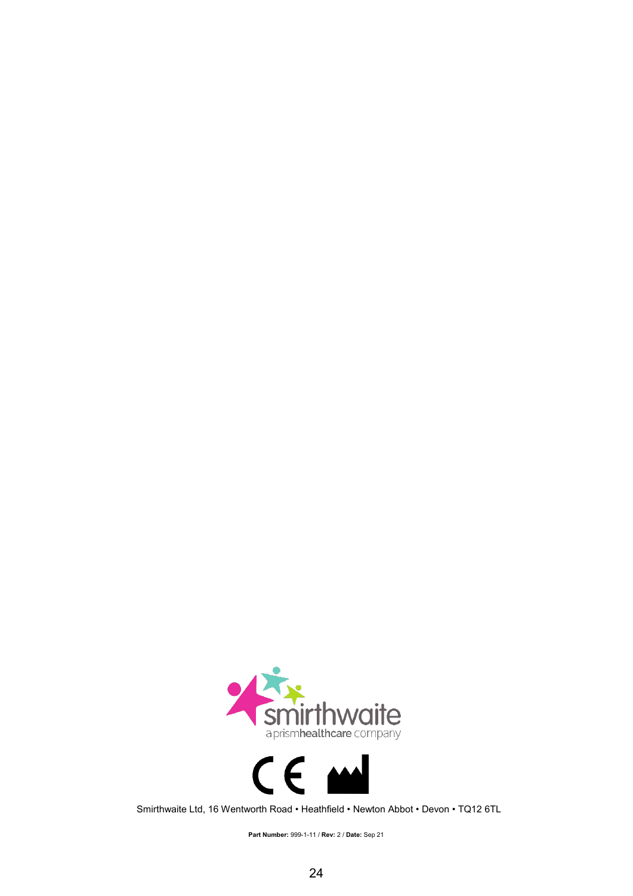smirthwaite
a prism healthcare company

Smirthwaite Ltd, 16 Wentworth Road • Heathfield • Newton Abbot • Devon • TQ12 6TL

**Part Number:** 999-1-11 / **Rev:** 2 / **Date:** Sep 21